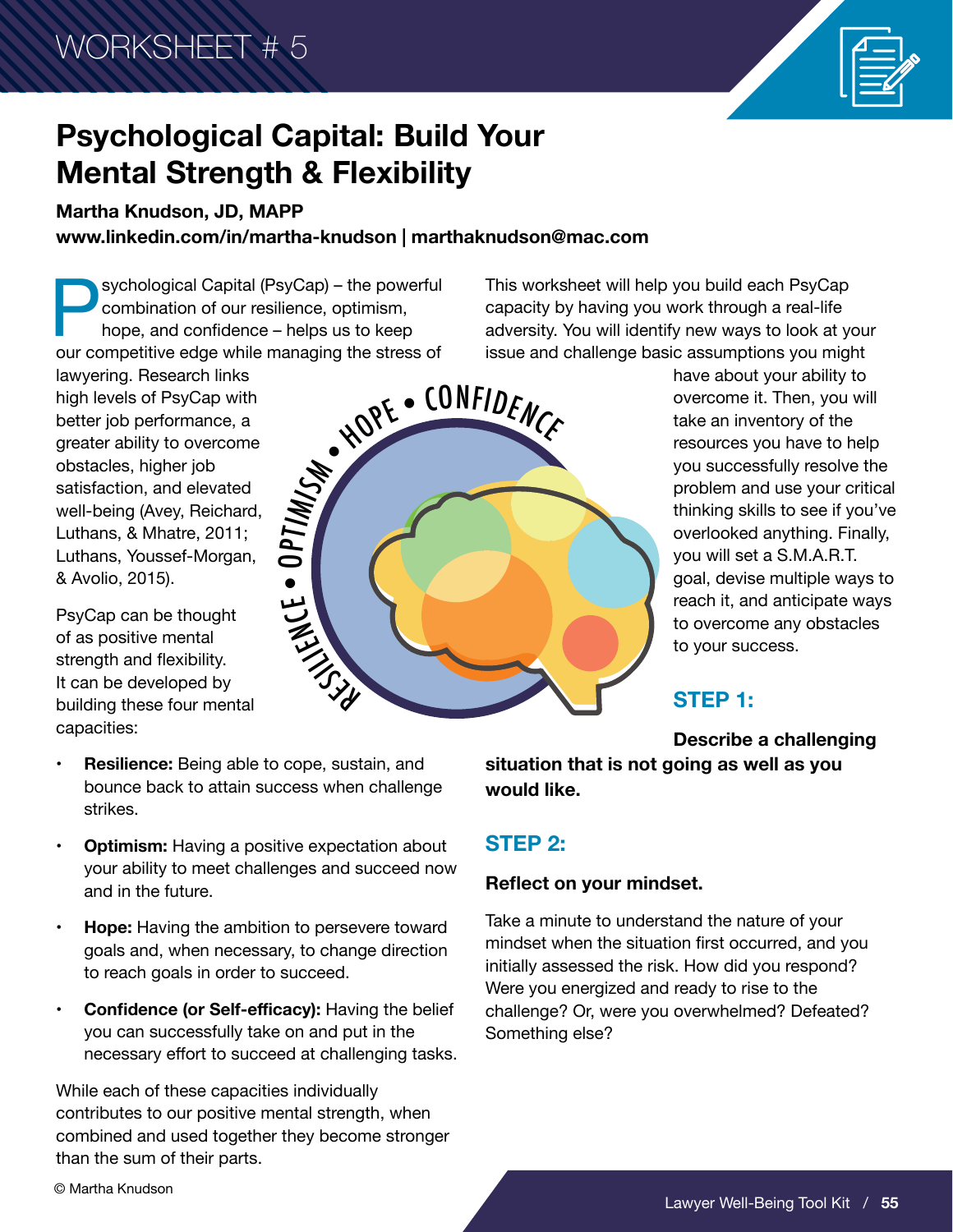WORKSHEET # 5

# Psychological Capital: Build Your Mental Strength & Flexibility

**Martha Knudson, JD, MAPP**
**www.linkedin.com/in/martha-knudson | marthaknudson@mac.com**

Psychological Capital (PsyCap) – the powerful combination of our resilience, optimism, hope, and confidence – helps us to keep our competitive edge while managing the stress of lawyering. Research links high levels of PsyCap with better job performance, a greater ability to overcome obstacles, higher job satisfaction, and elevated well-being (Avey, Reichard, Luthans, & Mhatre, 2011; Luthans, Youssef-Morgan, & Avolio, 2015).

PsyCap can be thought of as positive mental strength and flexibility. It can be developed by building these four mental capacities:

- **Resilience:** Being able to cope, sustain, and bounce back to attain success when challenge strikes.
- **Optimism:** Having a positive expectation about your ability to meet challenges and succeed now and in the future.
- **Hope:** Having the ambition to persevere toward goals and, when necessary, to change direction to reach goals in order to succeed.
- **Confidence (or Self-efficacy):** Having the belief you can successfully take on and put in the necessary effort to succeed at challenging tasks.

While each of these capacities individually contributes to our positive mental strength, when combined and used together they become stronger than the sum of their parts.

This worksheet will help you build each PsyCap capacity by having you work through a real-life adversity. You will identify new ways to look at your issue and challenge basic assumptions you might have about your ability to overcome it. Then, you will take an inventory of the resources you have to help you successfully resolve the problem and use your critical thinking skills to see if you've overlooked anything. Finally, you will set a S.M.A.R.T. goal, devise multiple ways to reach it, and anticipate ways to overcome any obstacles to your success.

## STEP 1:

**Describe a challenging situation that is not going as well as you would like.**

## STEP 2:

**Reflect on your mindset.**

Take a minute to understand the nature of your mindset when the situation first occurred, and you initially assessed the risk. How did you respond? Were you energized and ready to rise to the challenge? Or, were you overwhelmed? Defeated? Something else?

© Martha Knudson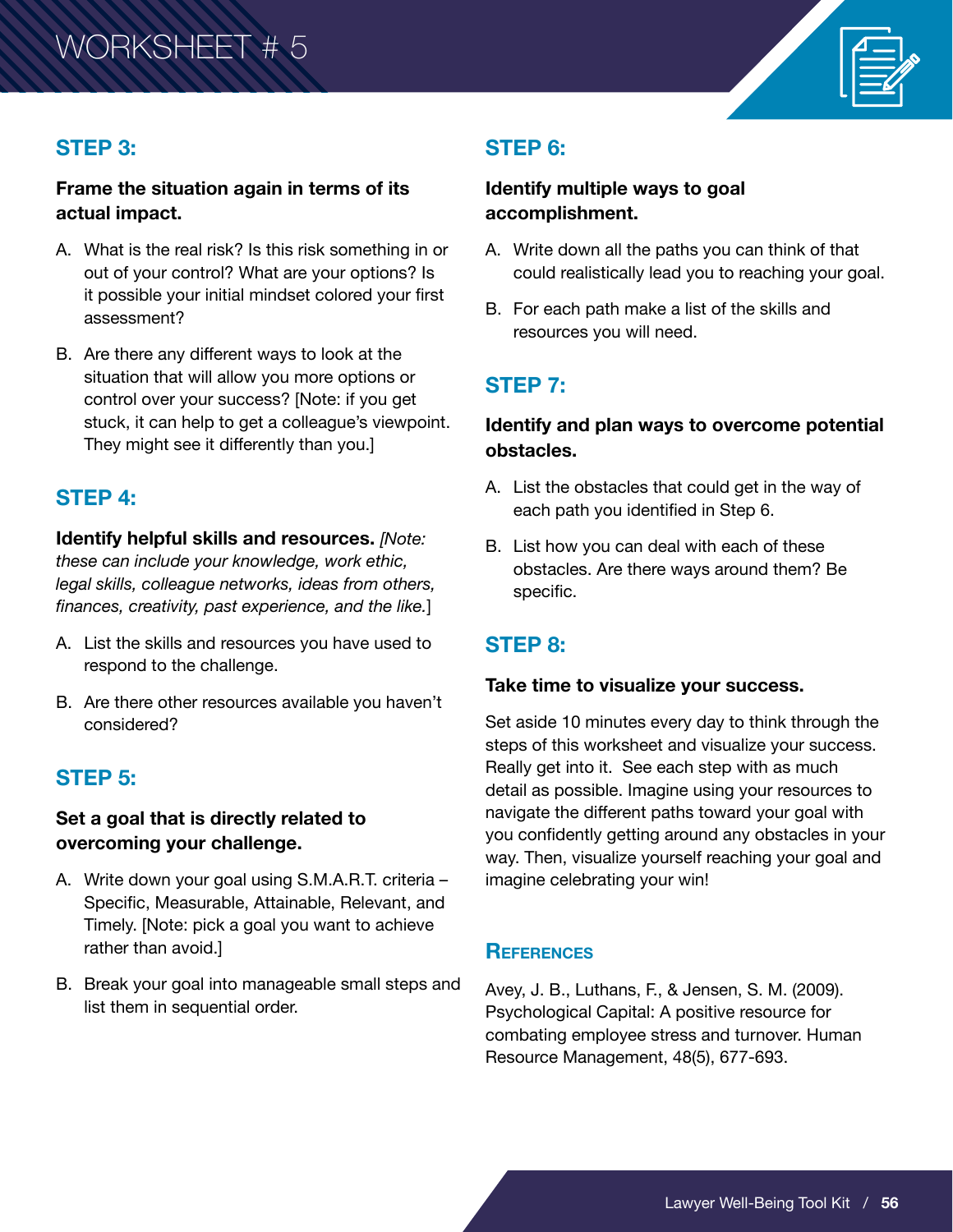# WORKSHEET # 5

## STEP 3:

**Frame the situation again in terms of its actual impact.**

A. What is the real risk? Is this risk something in or out of your control? What are your options? Is it possible your initial mindset colored your first assessment?

B. Are there any different ways to look at the situation that will allow you more options or control over your success? [Note: if you get stuck, it can help to get a colleague's viewpoint. They might see it differently than you.]

## STEP 4:

**Identify helpful skills and resources.** *[Note: these can include your knowledge, work ethic, legal skills, colleague networks, ideas from others, finances, creativity, past experience, and the like.]*

A. List the skills and resources you have used to respond to the challenge.

B. Are there other resources available you haven't considered?

## STEP 5:

**Set a goal that is directly related to overcoming your challenge.**

A. Write down your goal using S.M.A.R.T. criteria – Specific, Measurable, Attainable, Relevant, and Timely. [Note: pick a goal you want to achieve rather than avoid.]

B. Break your goal into manageable small steps and list them in sequential order.

## STEP 6:

**Identify multiple ways to goal accomplishment.**

A. Write down all the paths you can think of that could realistically lead you to reaching your goal.

B. For each path make a list of the skills and resources you will need.

## STEP 7:

**Identify and plan ways to overcome potential obstacles.**

A. List the obstacles that could get in the way of each path you identified in Step 6.

B. List how you can deal with each of these obstacles. Are there ways around them? Be specific.

## STEP 8:

**Take time to visualize your success.**

Set aside 10 minutes every day to think through the steps of this worksheet and visualize your success. Really get into it. See each step with as much detail as possible. Imagine using your resources to navigate the different paths toward your goal with you confidently getting around any obstacles in your way. Then, visualize yourself reaching your goal and imagine celebrating your win!

## References

Avey, J. B., Luthans, F., & Jensen, S. M. (2009). Psychological Capital: A positive resource for combating employee stress and turnover. Human Resource Management, 48(5), 677-693.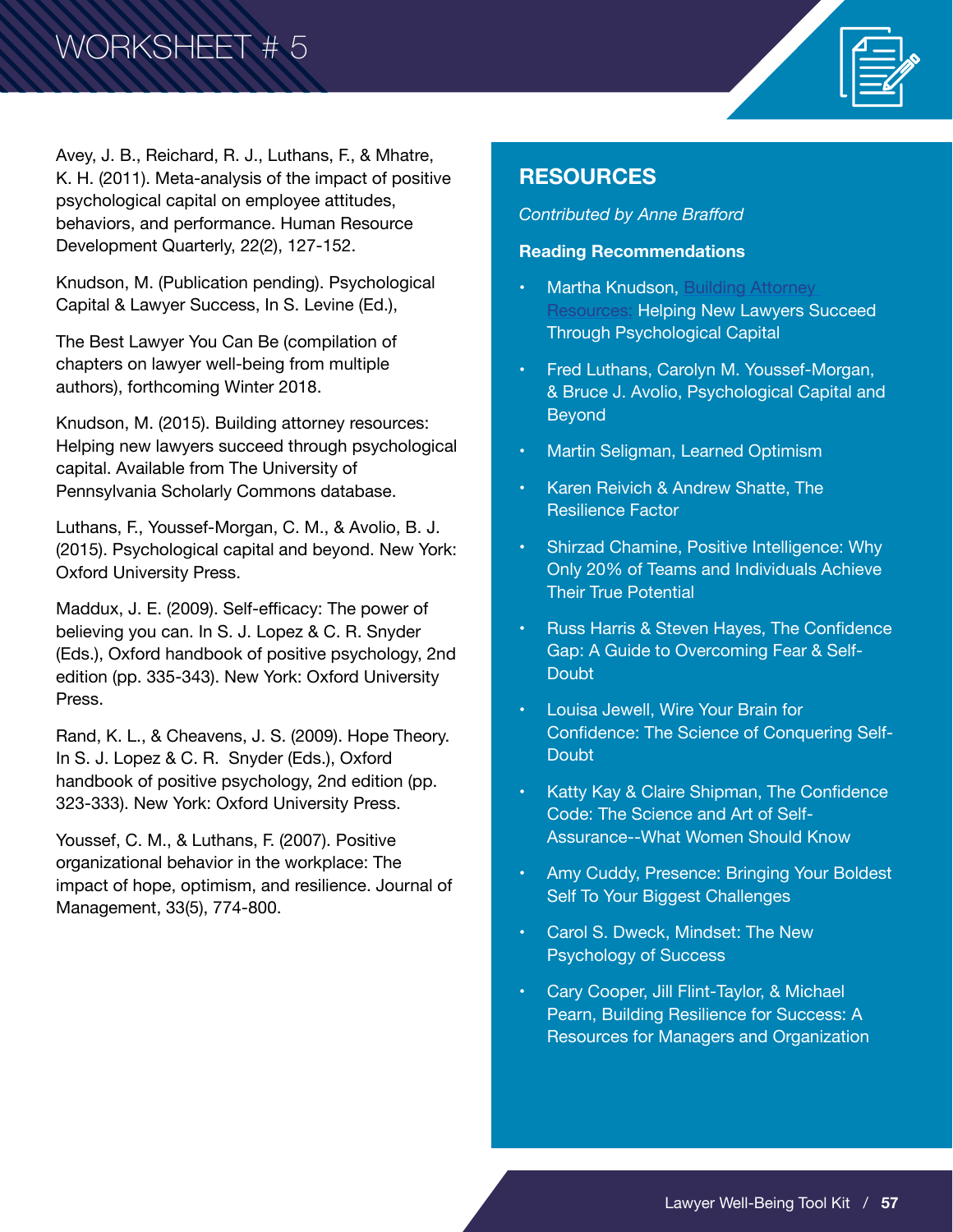# WORKSHEET # 5

Avey, J. B., Reichard, R. J., Luthans, F., & Mhatre, K. H. (2011). Meta-analysis of the impact of positive psychological capital on employee attitudes, behaviors, and performance. Human Resource Development Quarterly, 22(2), 127-152.

Knudson, M. (Publication pending). Psychological Capital & Lawyer Success, In S. Levine (Ed.),

The Best Lawyer You Can Be (compilation of chapters on lawyer well-being from multiple authors), forthcoming Winter 2018.

Knudson, M. (2015). Building attorney resources: Helping new lawyers succeed through psychological capital. Available from The University of Pennsylvania Scholarly Commons database.

Luthans, F., Youssef-Morgan, C. M., & Avolio, B. J. (2015). Psychological capital and beyond. New York: Oxford University Press.

Maddux, J. E. (2009). Self-efficacy: The power of believing you can. In S. J. Lopez & C. R. Snyder (Eds.), Oxford handbook of positive psychology, 2nd edition (pp. 335-343). New York: Oxford University Press.

Rand, K. L., & Cheavens, J. S. (2009). Hope Theory. In S. J. Lopez & C. R. Snyder (Eds.), Oxford handbook of positive psychology, 2nd edition (pp. 323-333). New York: Oxford University Press.

Youssef, C. M., & Luthans, F. (2007). Positive organizational behavior in the workplace: The impact of hope, optimism, and resilience. Journal of Management, 33(5), 774-800.

## RESOURCES

*Contributed by Anne Brafford*

**Reading Recommendations**

- Martha Knudson, Building Attorney Resources: Helping New Lawyers Succeed Through Psychological Capital
- Fred Luthans, Carolyn M. Youssef-Morgan, & Bruce J. Avolio, Psychological Capital and Beyond
- Martin Seligman, Learned Optimism
- Karen Reivich & Andrew Shatte, The Resilience Factor
- Shirzad Chamine, Positive Intelligence: Why Only 20% of Teams and Individuals Achieve Their True Potential
- Russ Harris & Steven Hayes, The Confidence Gap: A Guide to Overcoming Fear & Self-Doubt
- Louisa Jewell, Wire Your Brain for Confidence: The Science of Conquering Self-Doubt
- Katty Kay & Claire Shipman, The Confidence Code: The Science and Art of Self-Assurance--What Women Should Know
- Amy Cuddy, Presence: Bringing Your Boldest Self To Your Biggest Challenges
- Carol S. Dweck, Mindset: The New Psychology of Success
- Cary Cooper, Jill Flint-Taylor, & Michael Pearn, Building Resilience for Success: A Resources for Managers and Organization